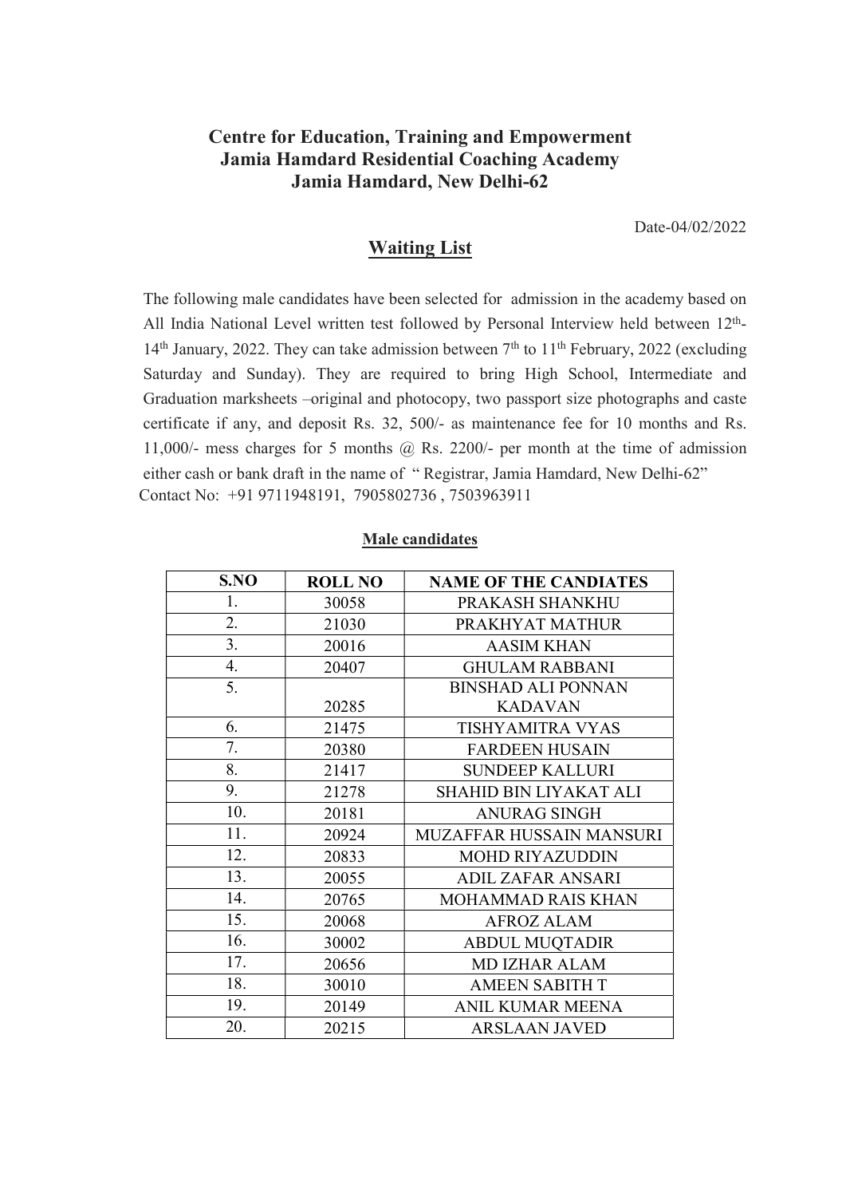**Centre for Education, Training and Empowerment**
**Jamia Hamdard Residential Coaching Academy**
**Jamia Hamdard, New Delhi-62**

Date-04/02/2022

## Waiting List

The following male candidates have been selected for admission in the academy based on All India National Level written test followed by Personal Interview held between 12th-14th January, 2022. They can take admission between 7th to 11th February, 2022 (excluding Saturday and Sunday). They are required to bring High School, Intermediate and Graduation marksheets –original and photocopy, two passport size photographs and caste certificate if any, and deposit Rs. 32, 500/- as maintenance fee for 10 months and Rs. 11,000/- mess charges for 5 months @ Rs. 2200/- per month at the time of admission either cash or bank draft in the name of " Registrar, Jamia Hamdard, New Delhi-62"
Contact No: +91 9711948191, 7905802736 , 7503963911

**Male candidates**

| S.NO | ROLL NO | NAME OF THE CANDIATES |
|---|---|---|
| 1. | 30058 | PRAKASH SHANKHU |
| 2. | 21030 | PRAKHYAT MATHUR |
| 3. | 20016 | AASIM KHAN |
| 4. | 20407 | GHULAM RABBANI |
| 5. | 20285 | BINSHAD ALI PONNAN KADAVAN |
| 6. | 21475 | TISHYAMITRA VYAS |
| 7. | 20380 | FARDEEN HUSAIN |
| 8. | 21417 | SUNDEEP KALLURI |
| 9. | 21278 | SHAHID BIN LIYAKAT ALI |
| 10. | 20181 | ANURAG SINGH |
| 11. | 20924 | MUZAFFAR HUSSAIN MANSURI |
| 12. | 20833 | MOHD RIYAZUDDIN |
| 13. | 20055 | ADIL ZAFAR ANSARI |
| 14. | 20765 | MOHAMMAD RAIS KHAN |
| 15. | 20068 | AFROZ ALAM |
| 16. | 30002 | ABDUL MUQTADIR |
| 17. | 20656 | MD IZHAR ALAM |
| 18. | 30010 | AMEEN SABITH T |
| 19. | 20149 | ANIL KUMAR MEENA |
| 20. | 20215 | ARSLAAN JAVED |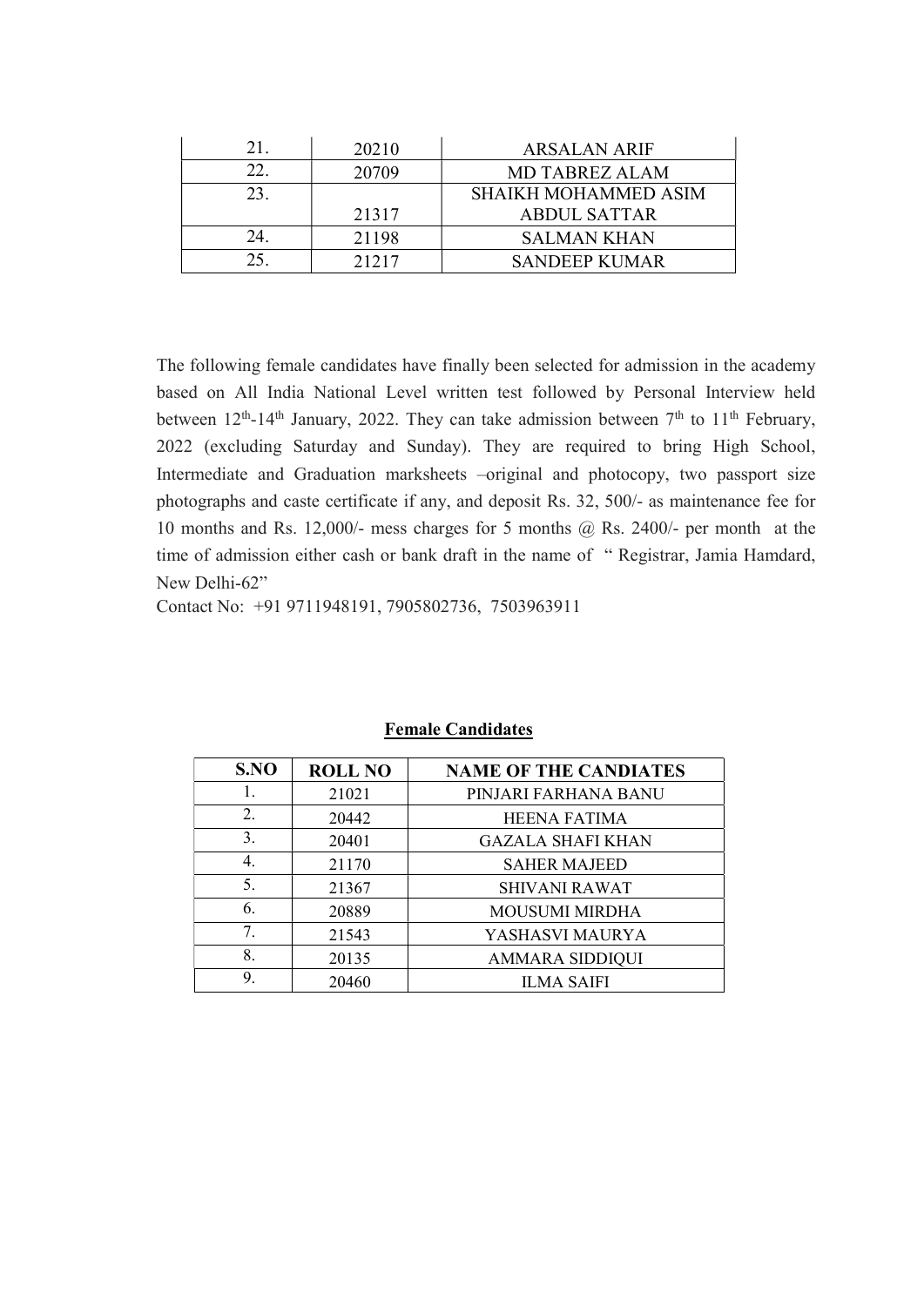| | | |
|---|---|---|
| 21. | 20210 | ARSALAN ARIF |
| 22. | 20709 | MD TABREZ ALAM |
| 23. | 21317 | SHAIKH MOHAMMED ASIM ABDUL SATTAR |
| 24. | 21198 | SALMAN KHAN |
| 25. | 21217 | SANDEEP KUMAR |

The following female candidates have finally been selected for admission in the academy based on All India National Level written test followed by Personal Interview held between 12th-14th January, 2022. They can take admission between 7th to 11th February, 2022 (excluding Saturday and Sunday). They are required to bring High School, Intermediate and Graduation marksheets –original and photocopy, two passport size photographs and caste certificate if any, and deposit Rs. 32, 500/- as maintenance fee for 10 months and Rs. 12,000/- mess charges for 5 months @ Rs. 2400/- per month at the time of admission either cash or bank draft in the name of " Registrar, Jamia Hamdard, New Delhi-62"

Contact No: +91 9711948191, 7905802736, 7503963911

**Female Candidates**

| S.NO | ROLL NO | NAME OF THE CANDIATES |
|---|---|---|
| 1. | 21021 | PINJARI FARHANA BANU |
| 2. | 20442 | HEENA FATIMA |
| 3. | 20401 | GAZALA SHAFI KHAN |
| 4. | 21170 | SAHER MAJEED |
| 5. | 21367 | SHIVANI RAWAT |
| 6. | 20889 | MOUSUMI MIRDHA |
| 7. | 21543 | YASHASVI MAURYA |
| 8. | 20135 | AMMARA SIDDIQUI |
| 9. | 20460 | ILMA SAIFI |